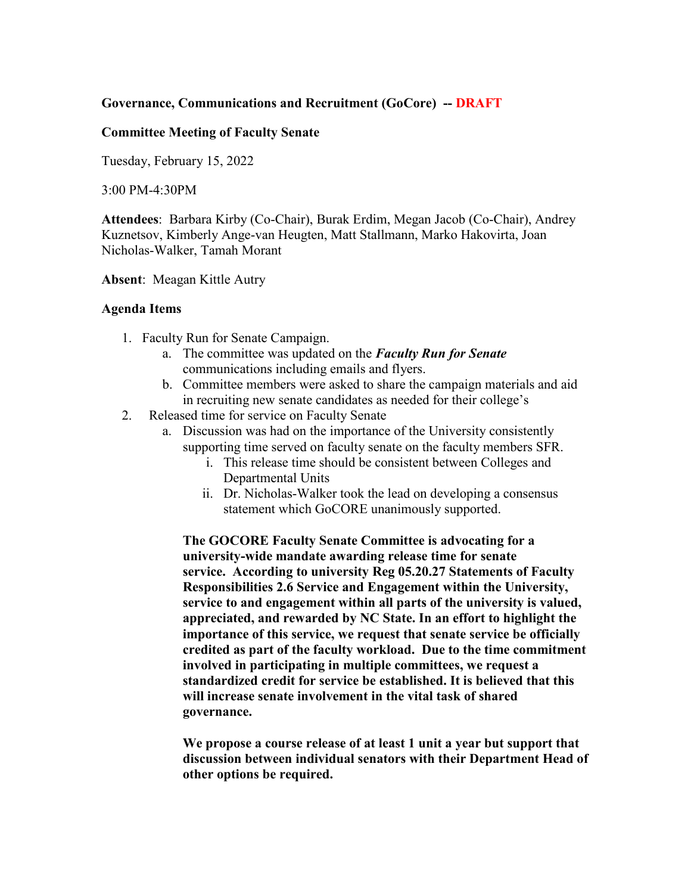**Governance, Communications and Recruitment (GoCore) -- DRAFT**

**Committee Meeting of Faculty Senate**

Tuesday, February 15, 2022

3:00 PM-4:30PM

**Attendees**: Barbara Kirby (Co-Chair), Burak Erdim, Megan Jacob (Co-Chair), Andrey Kuznetsov, Kimberly Ange-van Heugten, Matt Stallmann, Marko Hakovirta, Joan Nicholas-Walker, Tamah Morant

**Absent**: Meagan Kittle Autry

**Agenda Items**

1. Faculty Run for Senate Campaign.
   a. The committee was updated on the ***Faculty Run for Senate*** communications including emails and flyers.
   b. Committee members were asked to share the campaign materials and aid in recruiting new senate candidates as needed for their college's
2. Released time for service on Faculty Senate
   a. Discussion was had on the importance of the University consistently supporting time served on faculty senate on the faculty members SFR.
      i. This release time should be consistent between Colleges and Departmental Units
      ii. Dr. Nicholas-Walker took the lead on developing a consensus statement which GoCORE unanimously supported.

   **The GOCORE Faculty Senate Committee is advocating for a university-wide mandate awarding release time for senate service. According to university Reg 05.20.27 Statements of Faculty Responsibilities 2.6 Service and Engagement within the University, service to and engagement within all parts of the university is valued, appreciated, and rewarded by NC State. In an effort to highlight the importance of this service, we request that senate service be officially credited as part of the faculty workload. Due to the time commitment involved in participating in multiple committees, we request a standardized credit for service be established. It is believed that this will increase senate involvement in the vital task of shared governance.**

   **We propose a course release of at least 1 unit a year but support that discussion between individual senators with their Department Head of other options be required.**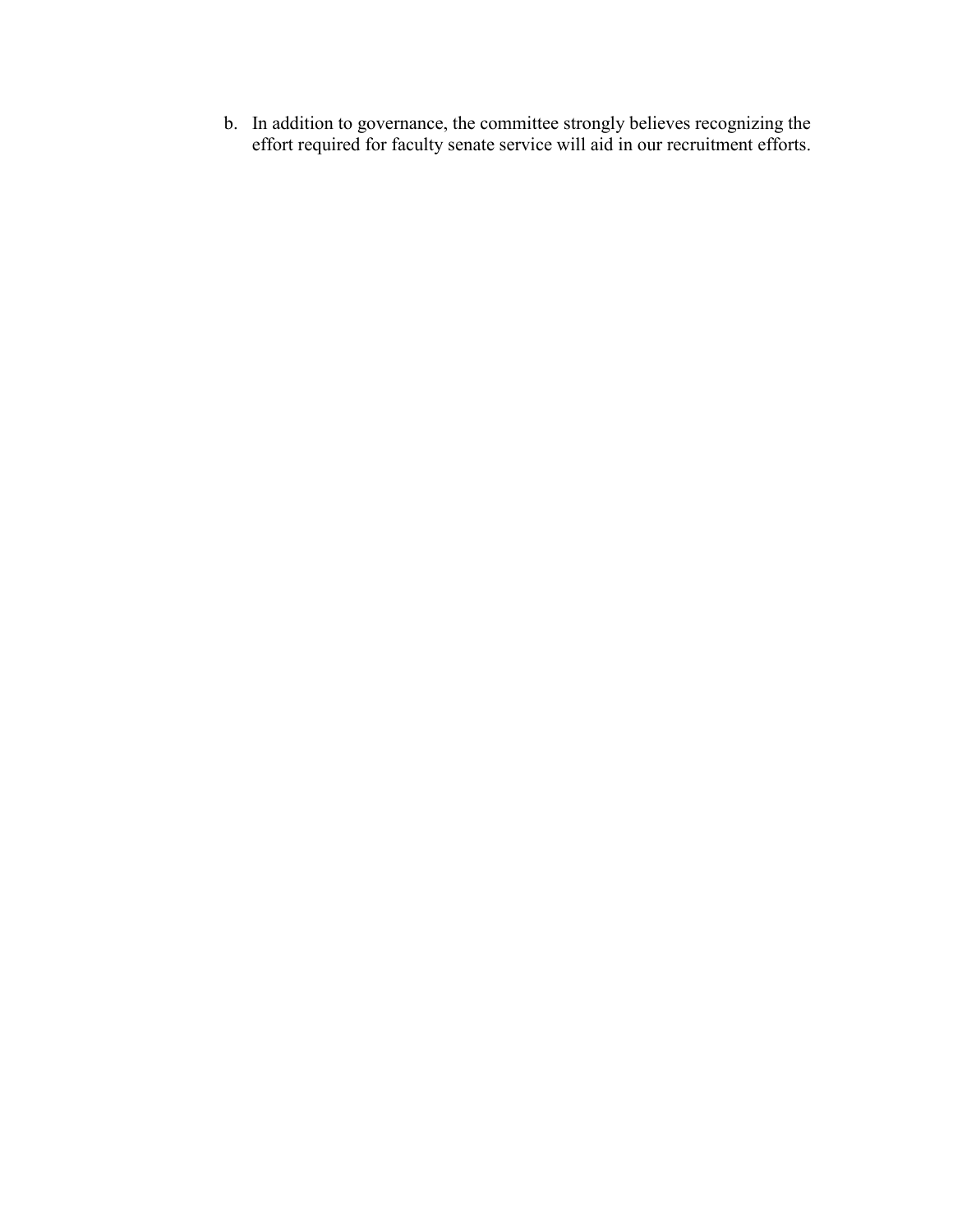b. In addition to governance, the committee strongly believes recognizing the effort required for faculty senate service will aid in our recruitment efforts.